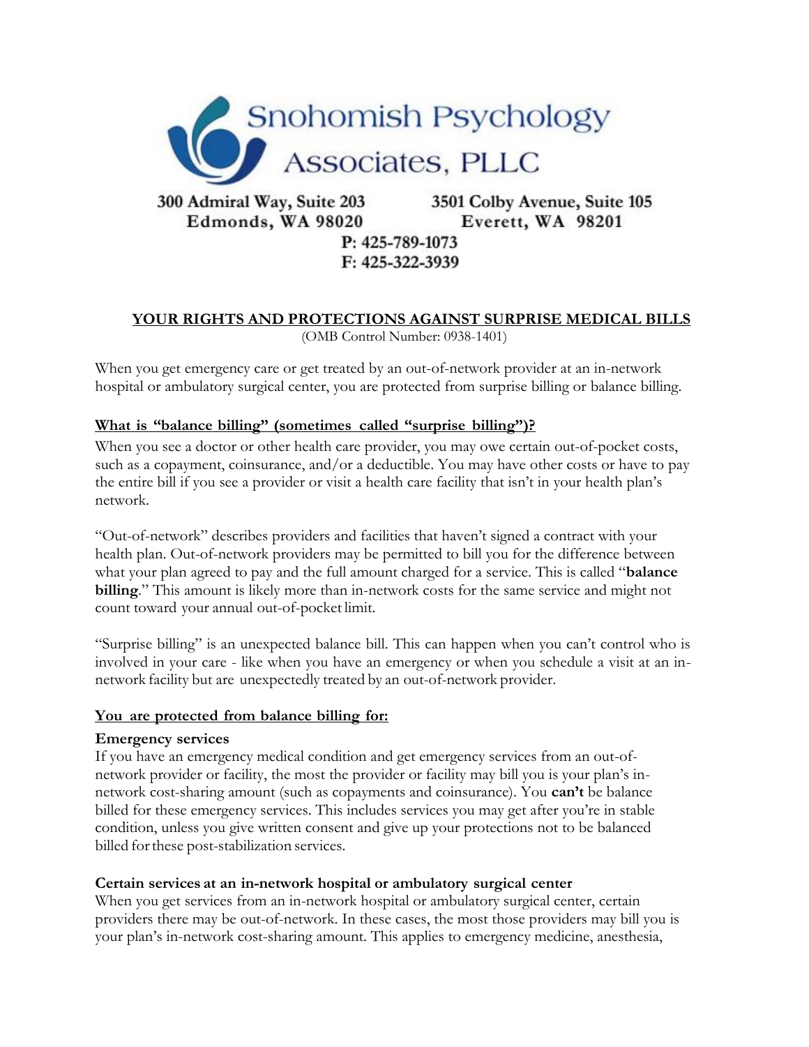# Snohomish Psychology Associates, PLLC

300 Admiral Way, Suite 203
Edmonds, WA 98020

3501 Colby Avenue, Suite 105
Everett, WA 98201

P: 425-789-1073
F: 425-322-3939

## YOUR RIGHTS AND PROTECTIONS AGAINST SURPRISE MEDICAL BILLS

(OMB Control Number: 0938-1401)

When you get emergency care or get treated by an out-of-network provider at an in-network hospital or ambulatory surgical center, you are protected from surprise billing or balance billing.

### What is "balance billing" (sometimes called "surprise billing")?

When you see a doctor or other health care provider, you may owe certain out-of-pocket costs, such as a copayment, coinsurance, and/or a deductible. You may have other costs or have to pay the entire bill if you see a provider or visit a health care facility that isn't in your health plan's network.

"Out-of-network" describes providers and facilities that haven't signed a contract with your health plan. Out-of-network providers may be permitted to bill you for the difference between what your plan agreed to pay and the full amount charged for a service. This is called "**balance billing**." This amount is likely more than in-network costs for the same service and might not count toward your annual out-of-pocket limit.

"Surprise billing" is an unexpected balance bill. This can happen when you can't control who is involved in your care - like when you have an emergency or when you schedule a visit at an in-network facility but are unexpectedly treated by an out-of-network provider.

### You are protected from balance billing for:

**Emergency services**

If you have an emergency medical condition and get emergency services from an out-of-network provider or facility, the most the provider or facility may bill you is your plan's in-network cost-sharing amount (such as copayments and coinsurance). You **can't** be balance billed for these emergency services. This includes services you may get after you're in stable condition, unless you give written consent and give up your protections not to be balanced billed for these post-stabilization services.

**Certain services at an in-network hospital or ambulatory surgical center**

When you get services from an in-network hospital or ambulatory surgical center, certain providers there may be out-of-network. In these cases, the most those providers may bill you is your plan's in-network cost-sharing amount. This applies to emergency medicine, anesthesia,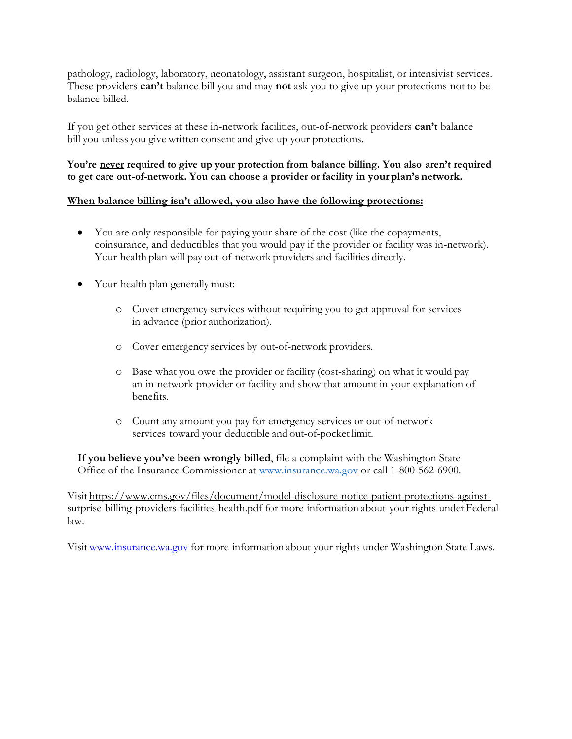pathology, radiology, laboratory, neonatology, assistant surgeon, hospitalist, or intensivist services. These providers **can't** balance bill you and may **not** ask you to give up your protections not to be balance billed.

If you get other services at these in-network facilities, out-of-network providers **can't** balance bill you unless you give written consent and give up your protections.

**You're <u>never</u> required to give up your protection from balance billing. You also aren't required to get care out-of-network. You can choose a provider or facility in your plan's network.**

**<u>When balance billing isn't allowed, you also have the following protections:</u>**

- You are only responsible for paying your share of the cost (like the copayments, coinsurance, and deductibles that you would pay if the provider or facility was in-network). Your health plan will pay out-of-network providers and facilities directly.

- Your health plan generally must:

  - Cover emergency services without requiring you to get approval for services in advance (prior authorization).

  - Cover emergency services by out-of-network providers.

  - Base what you owe the provider or facility (cost-sharing) on what it would pay an in-network provider or facility and show that amount in your explanation of benefits.

  - Count any amount you pay for emergency services or out-of-network services toward your deductible and out-of-pocket limit.

**If you believe you've been wrongly billed**, file a complaint with the Washington State Office of the Insurance Commissioner at www.insurance.wa.gov or call 1-800-562-6900.

Visit https://www.cms.gov/files/document/model-disclosure-notice-patient-protections-against-surprise-billing-providers-facilities-health.pdf for more information about your rights under Federal law.

Visit www.insurance.wa.gov for more information about your rights under Washington State Laws.